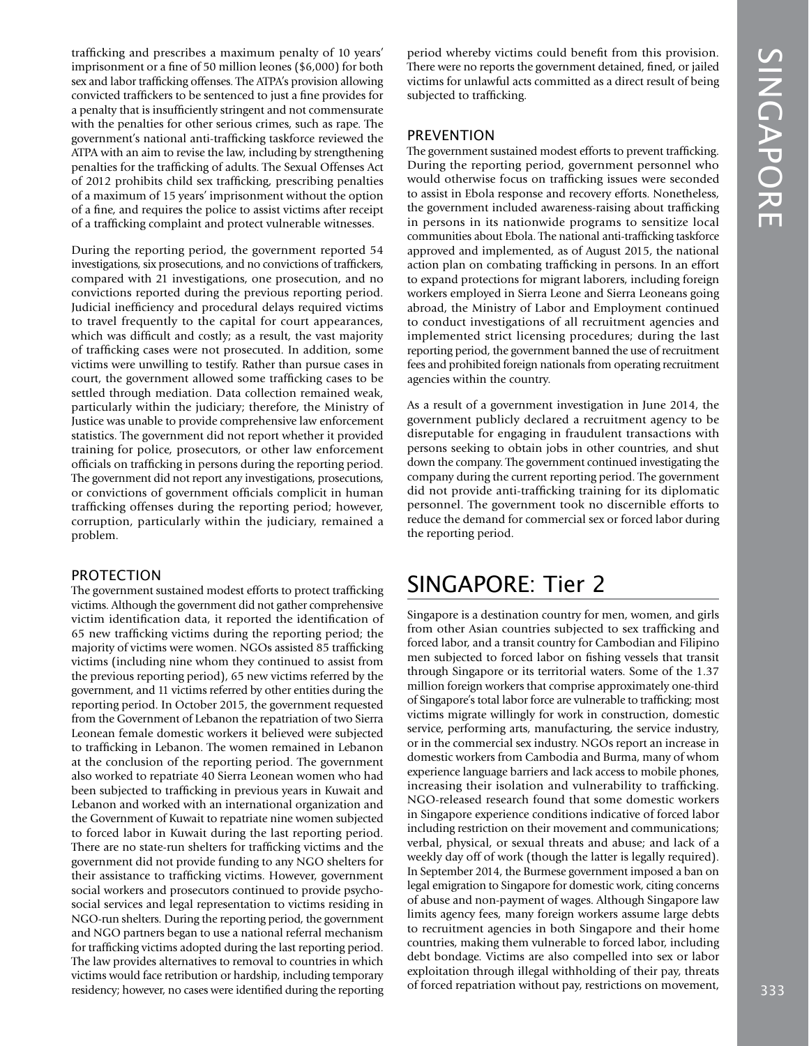trafficking and prescribes a maximum penalty of 10 years' imprisonment or a fine of 50 million leones ($6,000) for both sex and labor trafficking offenses. The ATPA's provision allowing convicted traffickers to be sentenced to just a fine provides for a penalty that is insufficiently stringent and not commensurate with the penalties for other serious crimes, such as rape. The government's national anti-trafficking taskforce reviewed the ATPA with an aim to revise the law, including by strengthening penalties for the trafficking of adults. The Sexual Offenses Act of 2012 prohibits child sex trafficking, prescribing penalties of a maximum of 15 years' imprisonment without the option of a fine, and requires the police to assist victims after receipt of a trafficking complaint and protect vulnerable witnesses.

During the reporting period, the government reported 54 investigations, six prosecutions, and no convictions of traffickers, compared with 21 investigations, one prosecution, and no convictions reported during the previous reporting period. Judicial inefficiency and procedural delays required victims to travel frequently to the capital for court appearances, which was difficult and costly; as a result, the vast majority of trafficking cases were not prosecuted. In addition, some victims were unwilling to testify. Rather than pursue cases in court, the government allowed some trafficking cases to be settled through mediation. Data collection remained weak, particularly within the judiciary; therefore, the Ministry of Justice was unable to provide comprehensive law enforcement statistics. The government did not report whether it provided training for police, prosecutors, or other law enforcement officials on trafficking in persons during the reporting period. The government did not report any investigations, prosecutions, or convictions of government officials complicit in human trafficking offenses during the reporting period; however, corruption, particularly within the judiciary, remained a problem.

### PROTECTION

The government sustained modest efforts to protect trafficking victims. Although the government did not gather comprehensive victim identification data, it reported the identification of 65 new trafficking victims during the reporting period; the majority of victims were women. NGOs assisted 85 trafficking victims (including nine whom they continued to assist from the previous reporting period), 65 new victims referred by the government, and 11 victims referred by other entities during the reporting period. In October 2015, the government requested from the Government of Lebanon the repatriation of two Sierra Leonean female domestic workers it believed were subjected to trafficking in Lebanon. The women remained in Lebanon at the conclusion of the reporting period. The government also worked to repatriate 40 Sierra Leonean women who had been subjected to trafficking in previous years in Kuwait and Lebanon and worked with an international organization and the Government of Kuwait to repatriate nine women subjected to forced labor in Kuwait during the last reporting period. There are no state-run shelters for trafficking victims and the government did not provide funding to any NGO shelters for their assistance to trafficking victims. However, government social workers and prosecutors continued to provide psycho-social services and legal representation to victims residing in NGO-run shelters. During the reporting period, the government and NGO partners began to use a national referral mechanism for trafficking victims adopted during the last reporting period. The law provides alternatives to removal to countries in which victims would face retribution or hardship, including temporary residency; however, no cases were identified during the reporting period whereby victims could benefit from this provision. There were no reports the government detained, fined, or jailed victims for unlawful acts committed as a direct result of being subjected to trafficking.

### PREVENTION

The government sustained modest efforts to prevent trafficking. During the reporting period, government personnel who would otherwise focus on trafficking issues were seconded to assist in Ebola response and recovery efforts. Nonetheless, the government included awareness-raising about trafficking in persons in its nationwide programs to sensitize local communities about Ebola. The national anti-trafficking taskforce approved and implemented, as of August 2015, the national action plan on combating trafficking in persons. In an effort to expand protections for migrant laborers, including foreign workers employed in Sierra Leone and Sierra Leoneans going abroad, the Ministry of Labor and Employment continued to conduct investigations of all recruitment agencies and implemented strict licensing procedures; during the last reporting period, the government banned the use of recruitment fees and prohibited foreign nationals from operating recruitment agencies within the country.

As a result of a government investigation in June 2014, the government publicly declared a recruitment agency to be disreputable for engaging in fraudulent transactions with persons seeking to obtain jobs in other countries, and shut down the company. The government continued investigating the company during the current reporting period. The government did not provide anti-trafficking training for its diplomatic personnel. The government took no discernible efforts to reduce the demand for commercial sex or forced labor during the reporting period.

## SINGAPORE: Tier 2

Singapore is a destination country for men, women, and girls from other Asian countries subjected to sex trafficking and forced labor, and a transit country for Cambodian and Filipino men subjected to forced labor on fishing vessels that transit through Singapore or its territorial waters. Some of the 1.37 million foreign workers that comprise approximately one-third of Singapore's total labor force are vulnerable to trafficking; most victims migrate willingly for work in construction, domestic service, performing arts, manufacturing, the service industry, or in the commercial sex industry. NGOs report an increase in domestic workers from Cambodia and Burma, many of whom experience language barriers and lack access to mobile phones, increasing their isolation and vulnerability to trafficking. NGO-released research found that some domestic workers in Singapore experience conditions indicative of forced labor including restriction on their movement and communications; verbal, physical, or sexual threats and abuse; and lack of a weekly day off of work (though the latter is legally required). In September 2014, the Burmese government imposed a ban on legal emigration to Singapore for domestic work, citing concerns of abuse and non-payment of wages. Although Singapore law limits agency fees, many foreign workers assume large debts to recruitment agencies in both Singapore and their home countries, making them vulnerable to forced labor, including debt bondage. Victims are also compelled into sex or labor exploitation through illegal withholding of their pay, threats of forced repatriation without pay, restrictions on movement,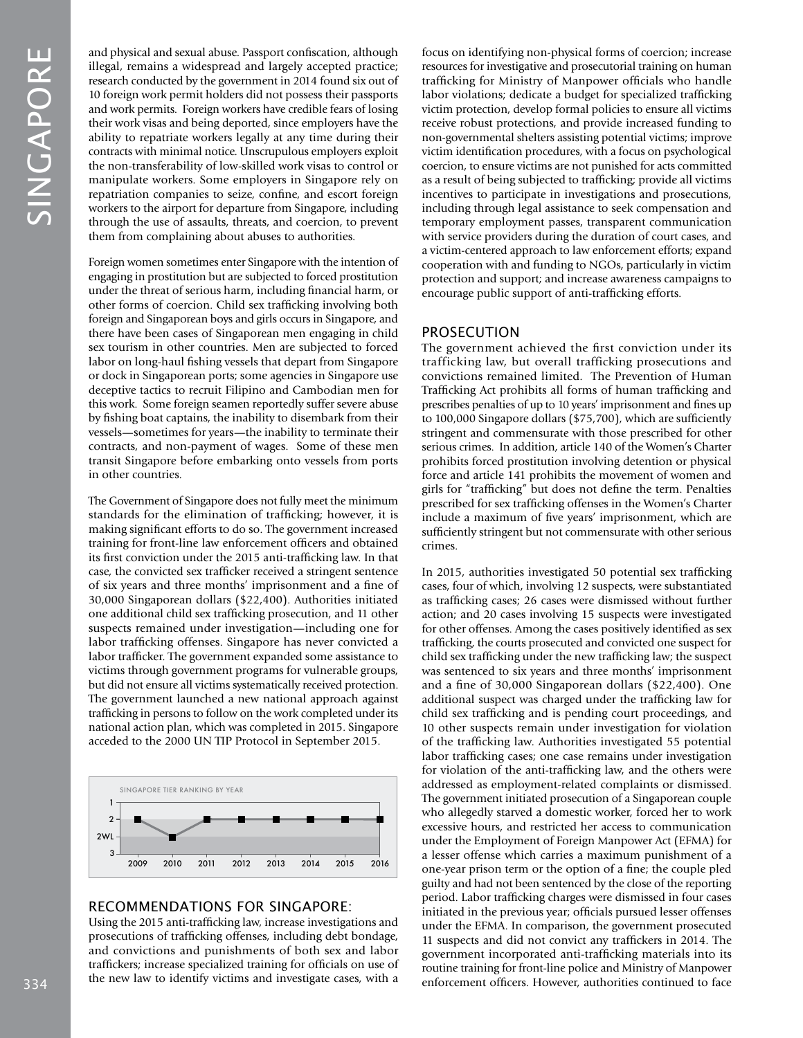and physical and sexual abuse. Passport confiscation, although illegal, remains a widespread and largely accepted practice; research conducted by the government in 2014 found six out of 10 foreign work permit holders did not possess their passports and work permits. Foreign workers have credible fears of losing their work visas and being deported, since employers have the ability to repatriate workers legally at any time during their contracts with minimal notice. Unscrupulous employers exploit the non-transferability of low-skilled work visas to control or manipulate workers. Some employers in Singapore rely on repatriation companies to seize, confine, and escort foreign workers to the airport for departure from Singapore, including through the use of assaults, threats, and coercion, to prevent them from complaining about abuses to authorities.

Foreign women sometimes enter Singapore with the intention of engaging in prostitution but are subjected to forced prostitution under the threat of serious harm, including financial harm, or other forms of coercion. Child sex trafficking involving both foreign and Singaporean boys and girls occurs in Singapore, and there have been cases of Singaporean men engaging in child sex tourism in other countries. Men are subjected to forced labor on long-haul fishing vessels that depart from Singapore or dock in Singaporean ports; some agencies in Singapore use deceptive tactics to recruit Filipino and Cambodian men for this work. Some foreign seamen reportedly suffer severe abuse by fishing boat captains, the inability to disembark from their vessels—sometimes for years—the inability to terminate their contracts, and non-payment of wages. Some of these men transit Singapore before embarking onto vessels from ports in other countries.

The Government of Singapore does not fully meet the minimum standards for the elimination of trafficking; however, it is making significant efforts to do so. The government increased training for front-line law enforcement officers and obtained its first conviction under the 2015 anti-trafficking law. In that case, the convicted sex trafficker received a stringent sentence of six years and three months' imprisonment and a fine of 30,000 Singaporean dollars ($22,400). Authorities initiated one additional child sex trafficking prosecution, and 11 other suspects remained under investigation—including one for labor trafficking offenses. Singapore has never convicted a labor trafficker. The government expanded some assistance to victims through government programs for vulnerable groups, but did not ensure all victims systematically received protection. The government launched a new national approach against trafficking in persons to follow on the work completed under its national action plan, which was completed in 2015. Singapore acceded to the 2000 UN TIP Protocol in September 2015.

SINGAPORE TIER RANKING BY YEAR

| Year | 2009 | 2010 | 2011 | 2012 | 2013 | 2014 | 2015 | 2016 |
|---|---|---|---|---|---|---|---|---|
| Tier | 2 | 2WL | 2 | 2 | 2 | 2 | 2 | 2 |

## RECOMMENDATIONS FOR SINGAPORE:

Using the 2015 anti-trafficking law, increase investigations and prosecutions of trafficking offenses, including debt bondage, and convictions and punishments of both sex and labor traffickers; increase specialized training for officials on use of the new law to identify victims and investigate cases, with a focus on identifying non-physical forms of coercion; increase resources for investigative and prosecutorial training on human trafficking for Ministry of Manpower officials who handle labor violations; dedicate a budget for specialized trafficking victim protection, develop formal policies to ensure all victims receive robust protections, and provide increased funding to non-governmental shelters assisting potential victims; improve victim identification procedures, with a focus on psychological coercion, to ensure victims are not punished for acts committed as a result of being subjected to trafficking; provide all victims incentives to participate in investigations and prosecutions, including through legal assistance to seek compensation and temporary employment passes, transparent communication with service providers during the duration of court cases, and a victim-centered approach to law enforcement efforts; expand cooperation with and funding to NGOs, particularly in victim protection and support; and increase awareness campaigns to encourage public support of anti-trafficking efforts.

## PROSECUTION

The government achieved the first conviction under its trafficking law, but overall trafficking prosecutions and convictions remained limited. The Prevention of Human Trafficking Act prohibits all forms of human trafficking and prescribes penalties of up to 10 years' imprisonment and fines up to 100,000 Singapore dollars ($75,700), which are sufficiently stringent and commensurate with those prescribed for other serious crimes. In addition, article 140 of the Women's Charter prohibits forced prostitution involving detention or physical force and article 141 prohibits the movement of women and girls for "trafficking" but does not define the term. Penalties prescribed for sex trafficking offenses in the Women's Charter include a maximum of five years' imprisonment, which are sufficiently stringent but not commensurate with other serious crimes.

In 2015, authorities investigated 50 potential sex trafficking cases, four of which, involving 12 suspects, were substantiated as trafficking cases; 26 cases were dismissed without further action; and 20 cases involving 15 suspects were investigated for other offenses. Among the cases positively identified as sex trafficking, the courts prosecuted and convicted one suspect for child sex trafficking under the new trafficking law; the suspect was sentenced to six years and three months' imprisonment and a fine of 30,000 Singaporean dollars ($22,400). One additional suspect was charged under the trafficking law for child sex trafficking and is pending court proceedings, and 10 other suspects remain under investigation for violation of the trafficking law. Authorities investigated 55 potential labor trafficking cases; one case remains under investigation for violation of the anti-trafficking law, and the others were addressed as employment-related complaints or dismissed. The government initiated prosecution of a Singaporean couple who allegedly starved a domestic worker, forced her to work excessive hours, and restricted her access to communication under the Employment of Foreign Manpower Act (EFMA) for a lesser offense which carries a maximum punishment of a one-year prison term or the option of a fine; the couple pled guilty and had not been sentenced by the close of the reporting period. Labor trafficking charges were dismissed in four cases initiated in the previous year; officials pursued lesser offenses under the EFMA. In comparison, the government prosecuted 11 suspects and did not convict any traffickers in 2014. The government incorporated anti-trafficking materials into its routine training for front-line police and Ministry of Manpower enforcement officers. However, authorities continued to face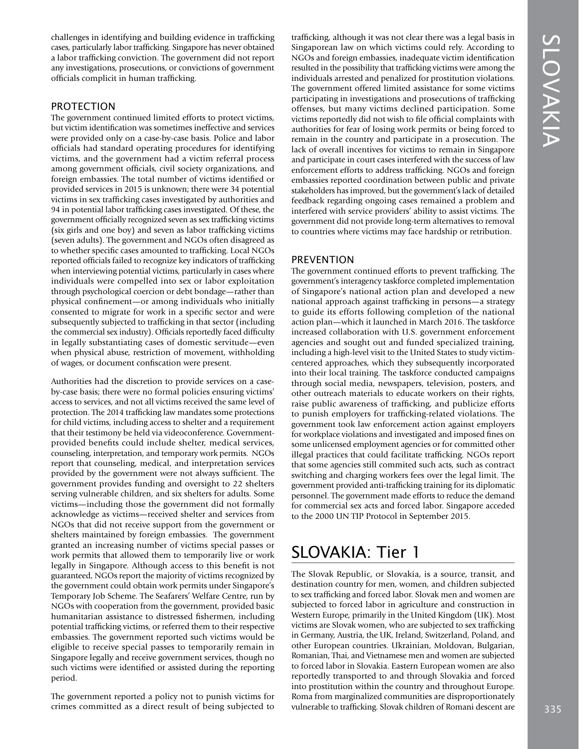challenges in identifying and building evidence in trafficking cases, particularly labor trafficking. Singapore has never obtained a labor trafficking conviction. The government did not report any investigations, prosecutions, or convictions of government officials complicit in human trafficking.

### PROTECTION

The government continued limited efforts to protect victims, but victim identification was sometimes ineffective and services were provided only on a case-by-case basis. Police and labor officials had standard operating procedures for identifying victims, and the government had a victim referral process among government officials, civil society organizations, and foreign embassies. The total number of victims identified or provided services in 2015 is unknown; there were 34 potential victims in sex trafficking cases investigated by authorities and 94 in potential labor trafficking cases investigated. Of these, the government officially recognized seven as sex trafficking victims (six girls and one boy) and seven as labor trafficking victims (seven adults). The government and NGOs often disagreed as to whether specific cases amounted to trafficking. Local NGOs reported officials failed to recognize key indicators of trafficking when interviewing potential victims, particularly in cases where individuals were compelled into sex or labor exploitation through psychological coercion or debt bondage—rather than physical confinement—or among individuals who initially consented to migrate for work in a specific sector and were subsequently subjected to trafficking in that sector (including the commercial sex industry). Officials reportedly faced difficulty in legally substantiating cases of domestic servitude—even when physical abuse, restriction of movement, withholding of wages, or document confiscation were present.

Authorities had the discretion to provide services on a case-by-case basis; there were no formal policies ensuring victims' access to services, and not all victims received the same level of protection. The 2014 trafficking law mandates some protections for child victims, including access to shelter and a requirement that their testimony be held via videoconference. Government-provided benefits could include shelter, medical services, counseling, interpretation, and temporary work permits. NGOs report that counseling, medical, and interpretation services provided by the government were not always sufficient. The government provides funding and oversight to 22 shelters serving vulnerable children, and six shelters for adults. Some victims—including those the government did not formally acknowledge as victims—received shelter and services from NGOs that did not receive support from the government or shelters maintained by foreign embassies. The government granted an increasing number of victims special passes or work permits that allowed them to temporarily live or work legally in Singapore. Although access to this benefit is not guaranteed, NGOs report the majority of victims recognized by the government could obtain work permits under Singapore's Temporary Job Scheme. The Seafarers' Welfare Centre, run by NGOs with cooperation from the government, provided basic humanitarian assistance to distressed fishermen, including potential trafficking victims, or referred them to their respective embassies. The government reported such victims would be eligible to receive special passes to temporarily remain in Singapore legally and receive government services, though no such victims were identified or assisted during the reporting period.

The government reported a policy not to punish victims for crimes committed as a direct result of being subjected to trafficking, although it was not clear there was a legal basis in Singaporean law on which victims could rely. According to NGOs and foreign embassies, inadequate victim identification resulted in the possibility that trafficking victims were among the individuals arrested and penalized for prostitution violations. The government offered limited assistance for some victims participating in investigations and prosecutions of trafficking offenses, but many victims declined participation. Some victims reportedly did not wish to file official complaints with authorities for fear of losing work permits or being forced to remain in the country and participate in a prosecution. The lack of overall incentives for victims to remain in Singapore and participate in court cases interfered with the success of law enforcement efforts to address trafficking. NGOs and foreign embassies reported coordination between public and private stakeholders has improved, but the government's lack of detailed feedback regarding ongoing cases remained a problem and interfered with service providers' ability to assist victims. The government did not provide long-term alternatives to removal to countries where victims may face hardship or retribution.

### PREVENTION

The government continued efforts to prevent trafficking. The government's interagency taskforce completed implementation of Singapore's national action plan and developed a new national approach against trafficking in persons—a strategy to guide its efforts following completion of the national action plan—which it launched in March 2016. The taskforce increased collaboration with U.S. government enforcement agencies and sought out and funded specialized training, including a high-level visit to the United States to study victim-centered approaches, which they subsequently incorporated into their local training. The taskforce conducted campaigns through social media, newspapers, television, posters, and other outreach materials to educate workers on their rights, raise public awareness of trafficking, and publicize efforts to punish employers for trafficking-related violations. The government took law enforcement action against employers for workplace violations and investigated and imposed fines on some unlicensed employment agencies or for committed other illegal practices that could facilitate trafficking. NGOs report that some agencies still commited such acts, such as contract switching and charging workers fees over the legal limit. The government provided anti-trafficking training for its diplomatic personnel. The government made efforts to reduce the demand for commercial sex acts and forced labor. Singapore acceded to the 2000 UN TIP Protocol in September 2015.

# SLOVAKIA: Tier 1

The Slovak Republic, or Slovakia, is a source, transit, and destination country for men, women, and children subjected to sex trafficking and forced labor. Slovak men and women are subjected to forced labor in agriculture and construction in Western Europe, primarily in the United Kingdom (UK). Most victims are Slovak women, who are subjected to sex trafficking in Germany, Austria, the UK, Ireland, Switzerland, Poland, and other European countries. Ukrainian, Moldovan, Bulgarian, Romanian, Thai, and Vietnamese men and women are subjected to forced labor in Slovakia. Eastern European women are also reportedly transported to and through Slovakia and forced into prostitution within the country and throughout Europe. Roma from marginalized communities are disproportionately vulnerable to trafficking. Slovak children of Romani descent are